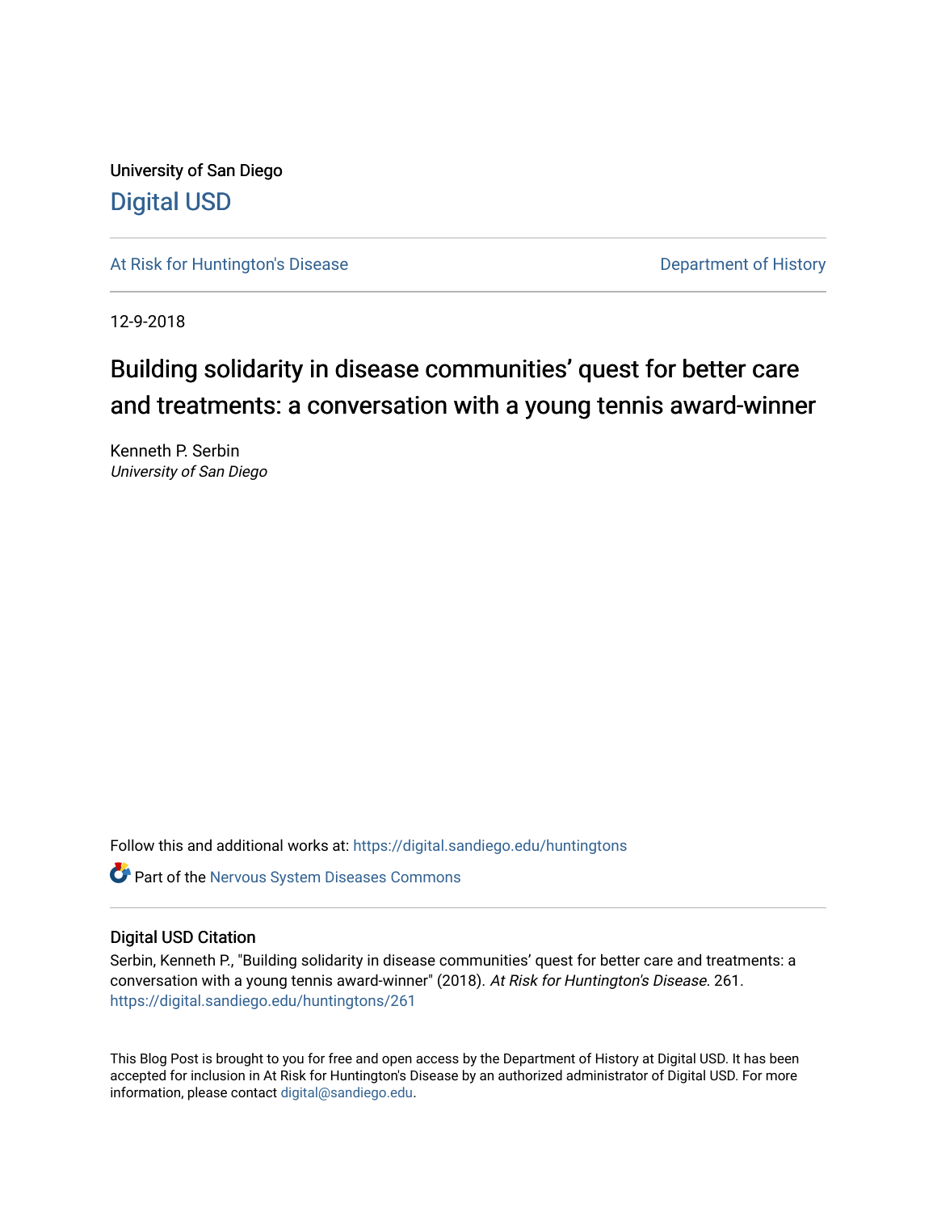University of San Diego

Digital USD

At Risk for Huntington's Disease

Department of History

12-9-2018

# Building solidarity in disease communities' quest for better care and treatments: a conversation with a young tennis award-winner

Kenneth P. Serbin

*University of San Diego*

Follow this and additional works at: https://digital.sandiego.edu/huntingtons

Part of the Nervous System Diseases Commons

## Digital USD Citation

Serbin, Kenneth P., "Building solidarity in disease communities' quest for better care and treatments: a conversation with a young tennis award-winner" (2018). *At Risk for Huntington's Disease*. 261. https://digital.sandiego.edu/huntingtons/261

This Blog Post is brought to you for free and open access by the Department of History at Digital USD. It has been accepted for inclusion in At Risk for Huntington's Disease by an authorized administrator of Digital USD. For more information, please contact digital@sandiego.edu.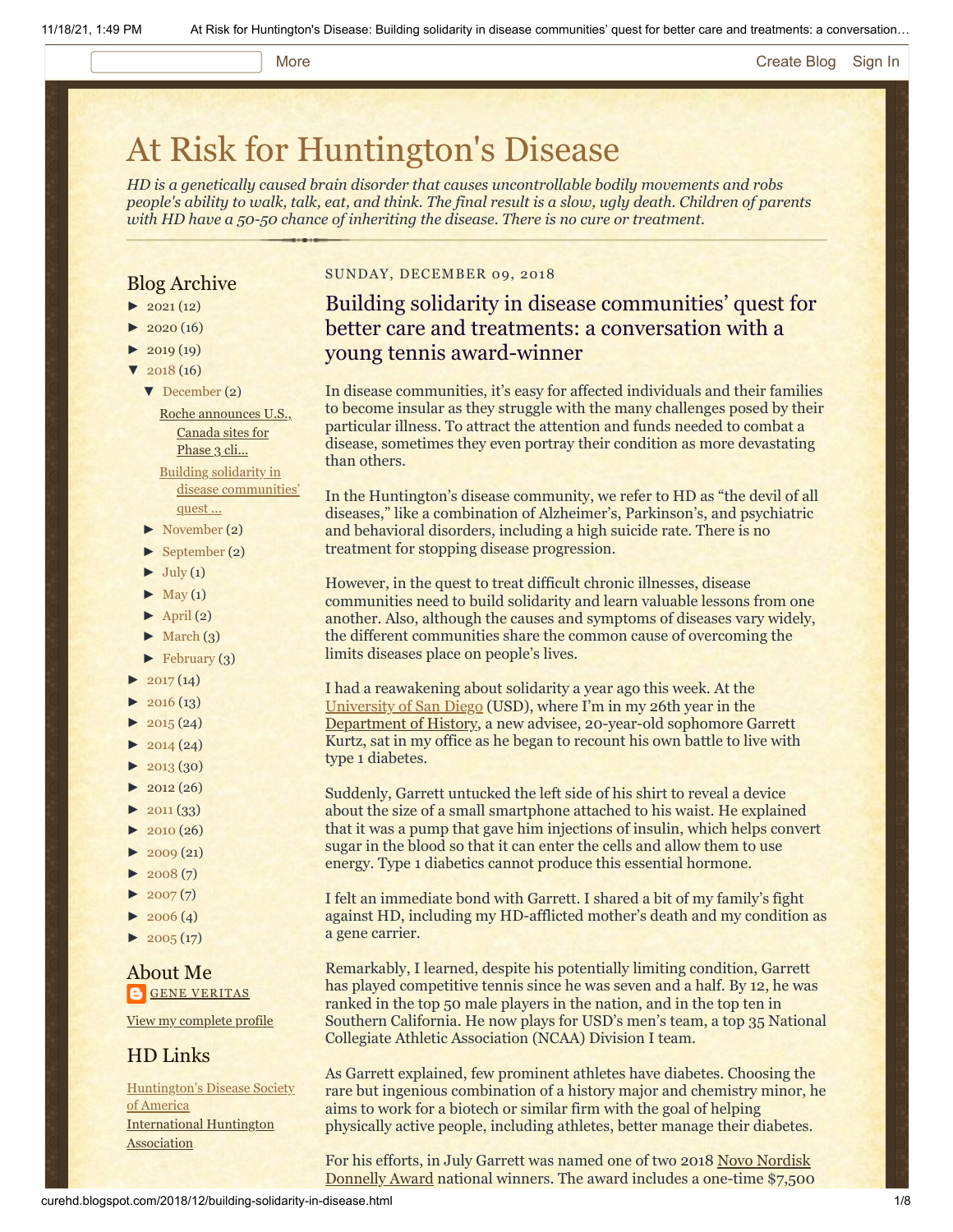# At Risk for Huntington's Disease

*HD is a genetically caused brain disorder that causes uncontrollable bodily movements and robs people's ability to walk, talk, eat, and think. The final result is a slow, ugly death. Children of parents with HD have a 50-50 chance of inheriting the disease. There is no cure or treatment.*

## Blog Archive

- ► 2021 (12)
- ► 2020 (16)
- ► 2019 (19)
- ▼ 2018 (16)
  - ▼ December (2)
    - Roche announces U.S., Canada sites for Phase 3 cli...
    - Building solidarity in disease communities' quest ...
  - ► November (2)
  - ► September (2)
  - ► July (1)
  - ► May (1)
  - ► April (2)
  - ► March (3)
  - ► February (3)
- ► 2017 (14)
- ► 2016 (13)
- ► 2015 (24)
- ► 2014 (24)
- ► 2013 (30)
- ► 2012 (26)
- ► 2011 (33)
- ► 2010 (26)
- ► 2009 (21)
- ► 2008 (7)
- ► 2007 (7)
- ► 2006 (4)
- ► 2005 (17)

## About Me

GENE VERITAS

View my complete profile

## HD Links

Huntington's Disease Society of America

International Huntington Association

SUNDAY, DECEMBER 09, 2018

## Building solidarity in disease communities' quest for better care and treatments: a conversation with a young tennis award-winner

In disease communities, it's easy for affected individuals and their families to become insular as they struggle with the many challenges posed by their particular illness. To attract the attention and funds needed to combat a disease, sometimes they even portray their condition as more devastating than others.

In the Huntington's disease community, we refer to HD as "the devil of all diseases," like a combination of Alzheimer's, Parkinson's, and psychiatric and behavioral disorders, including a high suicide rate. There is no treatment for stopping disease progression.

However, in the quest to treat difficult chronic illnesses, disease communities need to build solidarity and learn valuable lessons from one another. Also, although the causes and symptoms of diseases vary widely, the different communities share the common cause of overcoming the limits diseases place on people's lives.

I had a reawakening about solidarity a year ago this week. At the University of San Diego (USD), where I'm in my 26th year in the Department of History, a new advisee, 20-year-old sophomore Garrett Kurtz, sat in my office as he began to recount his own battle to live with type 1 diabetes.

Suddenly, Garrett untucked the left side of his shirt to reveal a device about the size of a small smartphone attached to his waist. He explained that it was a pump that gave him injections of insulin, which helps convert sugar in the blood so that it can enter the cells and allow them to use energy. Type 1 diabetics cannot produce this essential hormone.

I felt an immediate bond with Garrett. I shared a bit of my family's fight against HD, including my HD-afflicted mother's death and my condition as a gene carrier.

Remarkably, I learned, despite his potentially limiting condition, Garrett has played competitive tennis since he was seven and a half. By 12, he was ranked in the top 50 male players in the nation, and in the top ten in Southern California. He now plays for USD's men's team, a top 35 National Collegiate Athletic Association (NCAA) Division I team.

As Garrett explained, few prominent athletes have diabetes. Choosing the rare but ingenious combination of a history major and chemistry minor, he aims to work for a biotech or similar firm with the goal of helping physically active people, including athletes, better manage their diabetes.

For his efforts, in July Garrett was named one of two 2018 Novo Nordisk Donnelly Award national winners. The award includes a one-time $7,500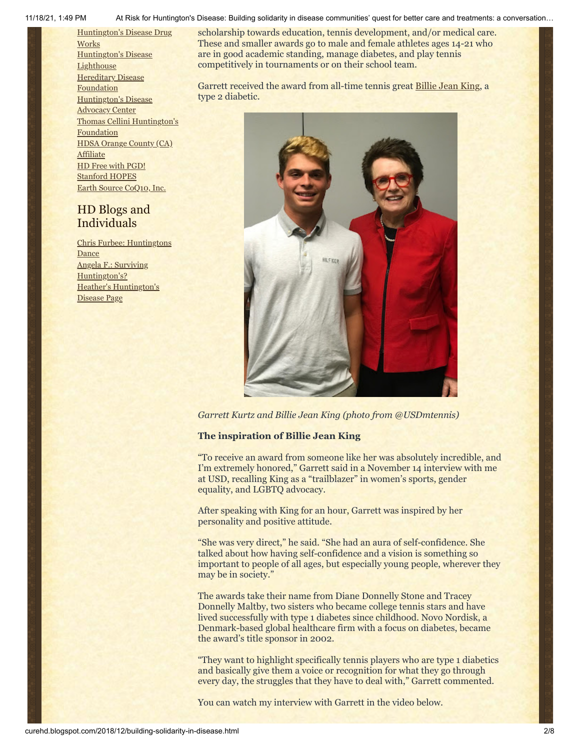Huntington's Disease Drug Works
Huntington's Disease Lighthouse
Hereditary Disease Foundation
Huntington's Disease Advocacy Center
Thomas Cellini Huntington's Foundation
HDSA Orange County (CA) Affiliate
HD Free with PGD!
Stanford HOPES
Earth Source CoQ10, Inc.

## HD Blogs and Individuals

Chris Furbee: Huntingtons Dance
Angela F.: Surviving Huntington's?
Heather's Huntington's Disease Page

scholarship towards education, tennis development, and/or medical care. These and smaller awards go to male and female athletes ages 14-21 who are in good academic standing, manage diabetes, and play tennis competitively in tournaments or on their school team.

Garrett received the award from all-time tennis great Billie Jean King, a type 2 diabetic.

*Garrett Kurtz and Billie Jean King (photo from @USDmtennis)*

**The inspiration of Billie Jean King**

"To receive an award from someone like her was absolutely incredible, and I'm extremely honored," Garrett said in a November 14 interview with me at USD, recalling King as a "trailblazer" in women's sports, gender equality, and LGBTQ advocacy.

After speaking with King for an hour, Garrett was inspired by her personality and positive attitude.

"She was very direct," he said. "She had an aura of self-confidence. She talked about how having self-confidence and a vision is something so important to people of all ages, but especially young people, wherever they may be in society."

The awards take their name from Diane Donnelly Stone and Tracey Donnelly Maltby, two sisters who became college tennis stars and have lived successfully with type 1 diabetes since childhood. Novo Nordisk, a Denmark-based global healthcare firm with a focus on diabetes, became the award's title sponsor in 2002.

"They want to highlight specifically tennis players who are type 1 diabetics and basically give them a voice or recognition for what they go through every day, the struggles that they have to deal with," Garrett commented.

You can watch my interview with Garrett in the video below.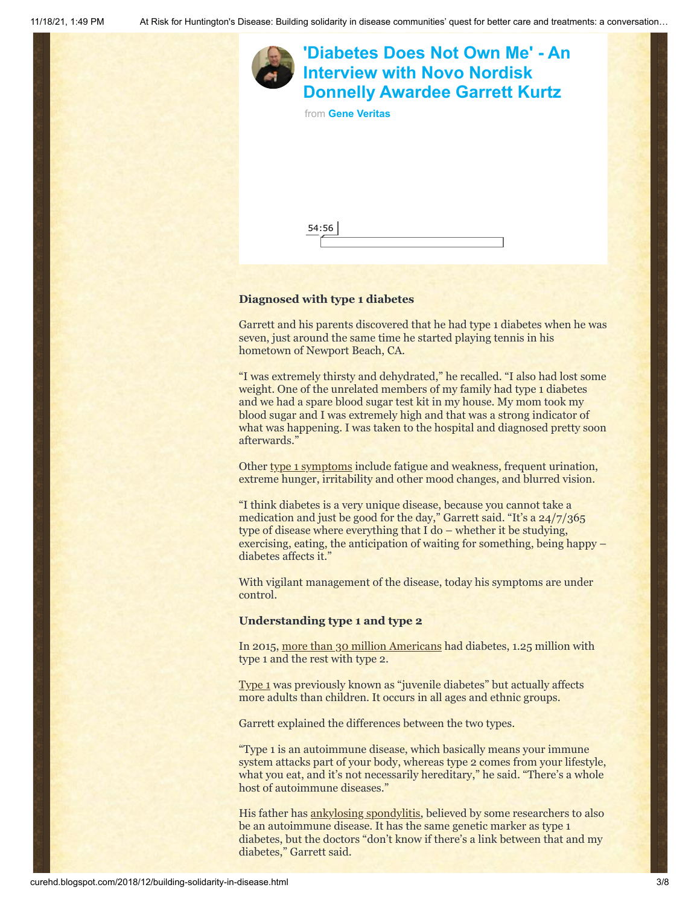## 'Diabetes Does Not Own Me' - An Interview with Novo Nordisk Donnelly Awardee Garrett Kurtz

from **Gene Veritas**

54:56

**Diagnosed with type 1 diabetes**

Garrett and his parents discovered that he had type 1 diabetes when he was seven, just around the same time he started playing tennis in his hometown of Newport Beach, CA.

"I was extremely thirsty and dehydrated," he recalled. "I also had lost some weight. One of the unrelated members of my family had type 1 diabetes and we had a spare blood sugar test kit in my house. My mom took my blood sugar and I was extremely high and that was a strong indicator of what was happening. I was taken to the hospital and diagnosed pretty soon afterwards."

Other type 1 symptoms include fatigue and weakness, frequent urination, extreme hunger, irritability and other mood changes, and blurred vision.

"I think diabetes is a very unique disease, because you cannot take a medication and just be good for the day," Garrett said. "It's a 24/7/365 type of disease where everything that I do – whether it be studying, exercising, eating, the anticipation of waiting for something, being happy – diabetes affects it."

With vigilant management of the disease, today his symptoms are under control.

**Understanding type 1 and type 2**

In 2015, more than 30 million Americans had diabetes, 1.25 million with type 1 and the rest with type 2.

Type 1 was previously known as "juvenile diabetes" but actually affects more adults than children. It occurs in all ages and ethnic groups.

Garrett explained the differences between the two types.

"Type 1 is an autoimmune disease, which basically means your immune system attacks part of your body, whereas type 2 comes from your lifestyle, what you eat, and it's not necessarily hereditary," he said. "There's a whole host of autoimmune diseases."

His father has ankylosing spondylitis, believed by some researchers to also be an autoimmune disease. It has the same genetic marker as type 1 diabetes, but the doctors "don't know if there's a link between that and my diabetes," Garrett said.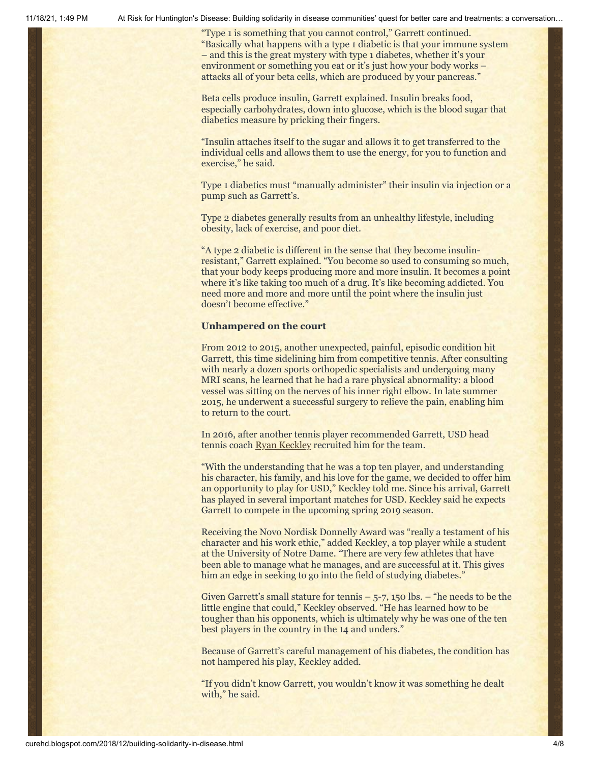"Type 1 is something that you cannot control," Garrett continued. "Basically what happens with a type 1 diabetic is that your immune system – and this is the great mystery with type 1 diabetes, whether it's your environment or something you eat or it's just how your body works – attacks all of your beta cells, which are produced by your pancreas."

Beta cells produce insulin, Garrett explained. Insulin breaks food, especially carbohydrates, down into glucose, which is the blood sugar that diabetics measure by pricking their fingers.

"Insulin attaches itself to the sugar and allows it to get transferred to the individual cells and allows them to use the energy, for you to function and exercise," he said.

Type 1 diabetics must "manually administer" their insulin via injection or a pump such as Garrett's.

Type 2 diabetes generally results from an unhealthy lifestyle, including obesity, lack of exercise, and poor diet.

"A type 2 diabetic is different in the sense that they become insulin-resistant," Garrett explained. "You become so used to consuming so much, that your body keeps producing more and more insulin. It becomes a point where it's like taking too much of a drug. It's like becoming addicted. You need more and more and more until the point where the insulin just doesn't become effective."

**Unhampered on the court**

From 2012 to 2015, another unexpected, painful, episodic condition hit Garrett, this time sidelining him from competitive tennis. After consulting with nearly a dozen sports orthopedic specialists and undergoing many MRI scans, he learned that he had a rare physical abnormality: a blood vessel was sitting on the nerves of his inner right elbow. In late summer 2015, he underwent a successful surgery to relieve the pain, enabling him to return to the court.

In 2016, after another tennis player recommended Garrett, USD head tennis coach Ryan Keckley recruited him for the team.

"With the understanding that he was a top ten player, and understanding his character, his family, and his love for the game, we decided to offer him an opportunity to play for USD," Keckley told me. Since his arrival, Garrett has played in several important matches for USD. Keckley said he expects Garrett to compete in the upcoming spring 2019 season.

Receiving the Novo Nordisk Donnelly Award was "really a testament of his character and his work ethic," added Keckley, a top player while a student at the University of Notre Dame. "There are very few athletes that have been able to manage what he manages, and are successful at it. This gives him an edge in seeking to go into the field of studying diabetes."

Given Garrett's small stature for tennis – 5-7, 150 lbs. – "he needs to be the little engine that could," Keckley observed. "He has learned how to be tougher than his opponents, which is ultimately why he was one of the ten best players in the country in the 14 and unders."

Because of Garrett's careful management of his diabetes, the condition has not hampered his play, Keckley added.

"If you didn't know Garrett, you wouldn't know it was something he dealt with," he said.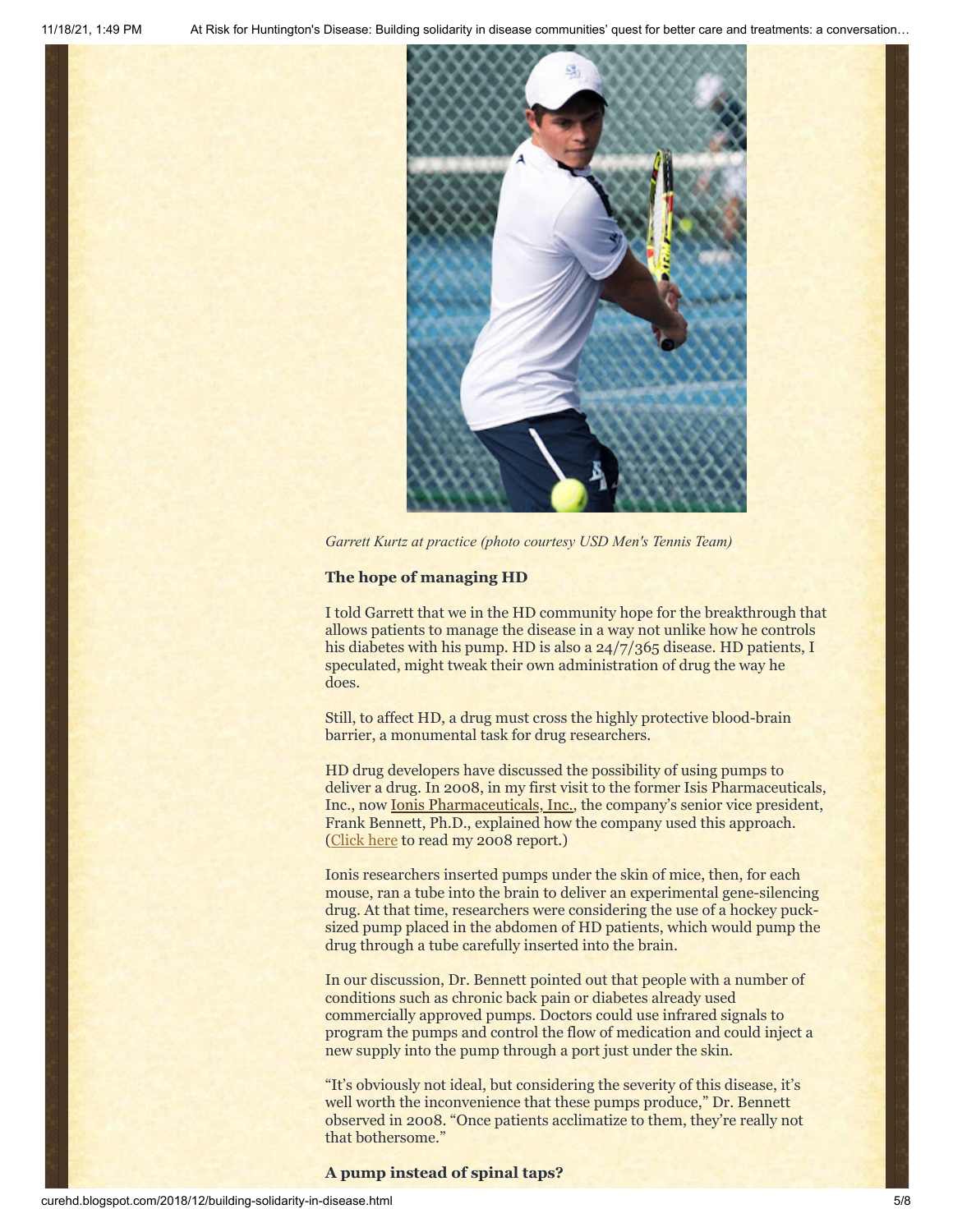*Garrett Kurtz at practice (photo courtesy USD Men's Tennis Team)*

**The hope of managing HD**

I told Garrett that we in the HD community hope for the breakthrough that allows patients to manage the disease in a way not unlike how he controls his diabetes with his pump. HD is also a 24/7/365 disease. HD patients, I speculated, might tweak their own administration of drug the way he does.

Still, to affect HD, a drug must cross the highly protective blood-brain barrier, a monumental task for drug researchers.

HD drug developers have discussed the possibility of using pumps to deliver a drug. In 2008, in my first visit to the former Isis Pharmaceuticals, Inc., now Ionis Pharmaceuticals, Inc., the company's senior vice president, Frank Bennett, Ph.D., explained how the company used this approach. (Click here to read my 2008 report.)

Ionis researchers inserted pumps under the skin of mice, then, for each mouse, ran a tube into the brain to deliver an experimental gene-silencing drug. At that time, researchers were considering the use of a hockey puck-sized pump placed in the abdomen of HD patients, which would pump the drug through a tube carefully inserted into the brain.

In our discussion, Dr. Bennett pointed out that people with a number of conditions such as chronic back pain or diabetes already used commercially approved pumps. Doctors could use infrared signals to program the pumps and control the flow of medication and could inject a new supply into the pump through a port just under the skin.

"It's obviously not ideal, but considering the severity of this disease, it's well worth the inconvenience that these pumps produce," Dr. Bennett observed in 2008. "Once patients acclimatize to them, they're really not that bothersome."

**A pump instead of spinal taps?**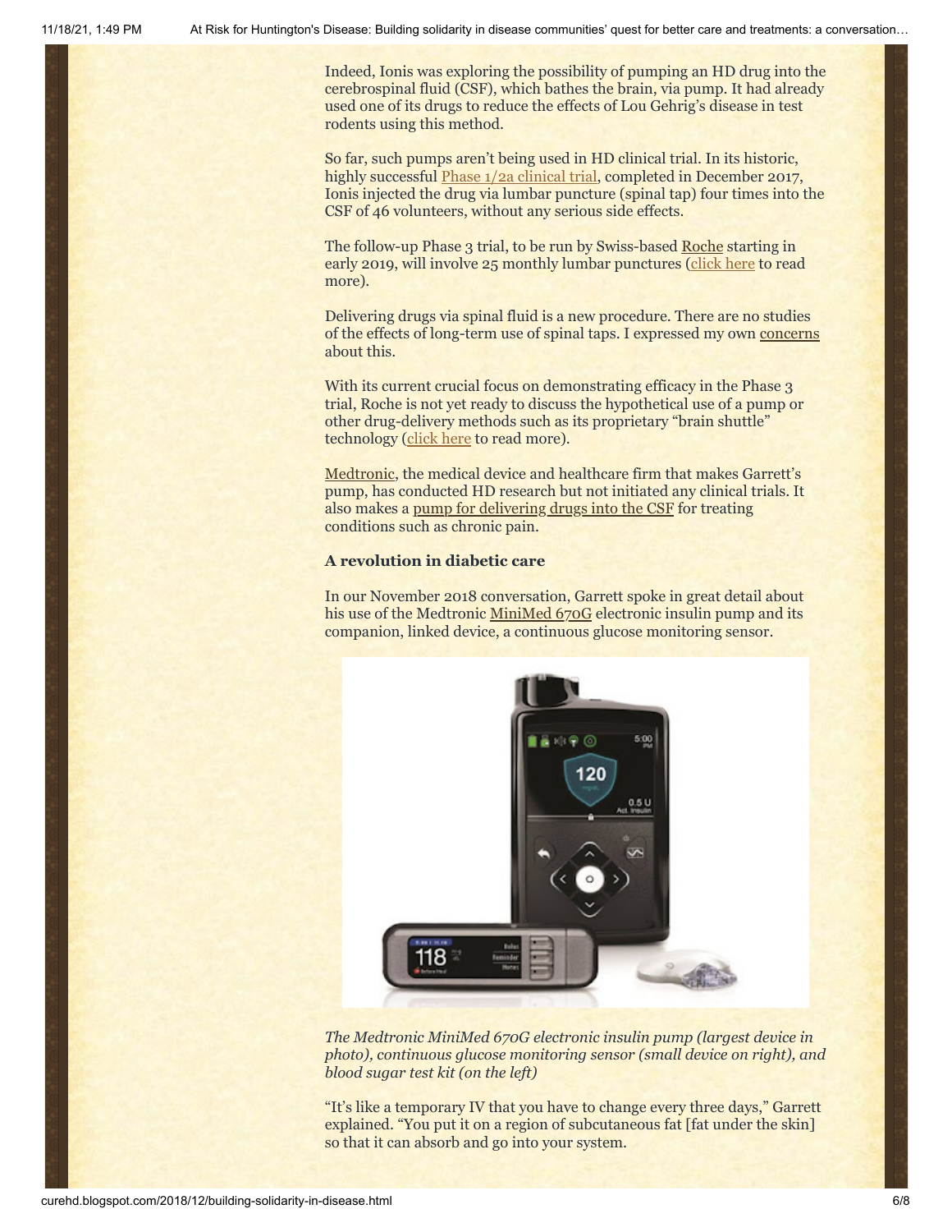Indeed, Ionis was exploring the possibility of pumping an HD drug into the cerebrospinal fluid (CSF), which bathes the brain, via pump. It had already used one of its drugs to reduce the effects of Lou Gehrig's disease in test rodents using this method.

So far, such pumps aren't being used in HD clinical trial. In its historic, highly successful Phase 1/2a clinical trial, completed in December 2017, Ionis injected the drug via lumbar puncture (spinal tap) four times into the CSF of 46 volunteers, without any serious side effects.

The follow-up Phase 3 trial, to be run by Swiss-based Roche starting in early 2019, will involve 25 monthly lumbar punctures (click here to read more).

Delivering drugs via spinal fluid is a new procedure. There are no studies of the effects of long-term use of spinal taps. I expressed my own concerns about this.

With its current crucial focus on demonstrating efficacy in the Phase 3 trial, Roche is not yet ready to discuss the hypothetical use of a pump or other drug-delivery methods such as its proprietary "brain shuttle" technology (click here to read more).

Medtronic, the medical device and healthcare firm that makes Garrett's pump, has conducted HD research but not initiated any clinical trials. It also makes a pump for delivering drugs into the CSF for treating conditions such as chronic pain.

### A revolution in diabetic care

In our November 2018 conversation, Garrett spoke in great detail about his use of the Medtronic MiniMed 670G electronic insulin pump and its companion, linked device, a continuous glucose monitoring sensor.

*The Medtronic MiniMed 670G electronic insulin pump (largest device in photo), continuous glucose monitoring sensor (small device on right), and blood sugar test kit (on the left)*

"It's like a temporary IV that you have to change every three days," Garrett explained. "You put it on a region of subcutaneous fat [fat under the skin] so that it can absorb and go into your system.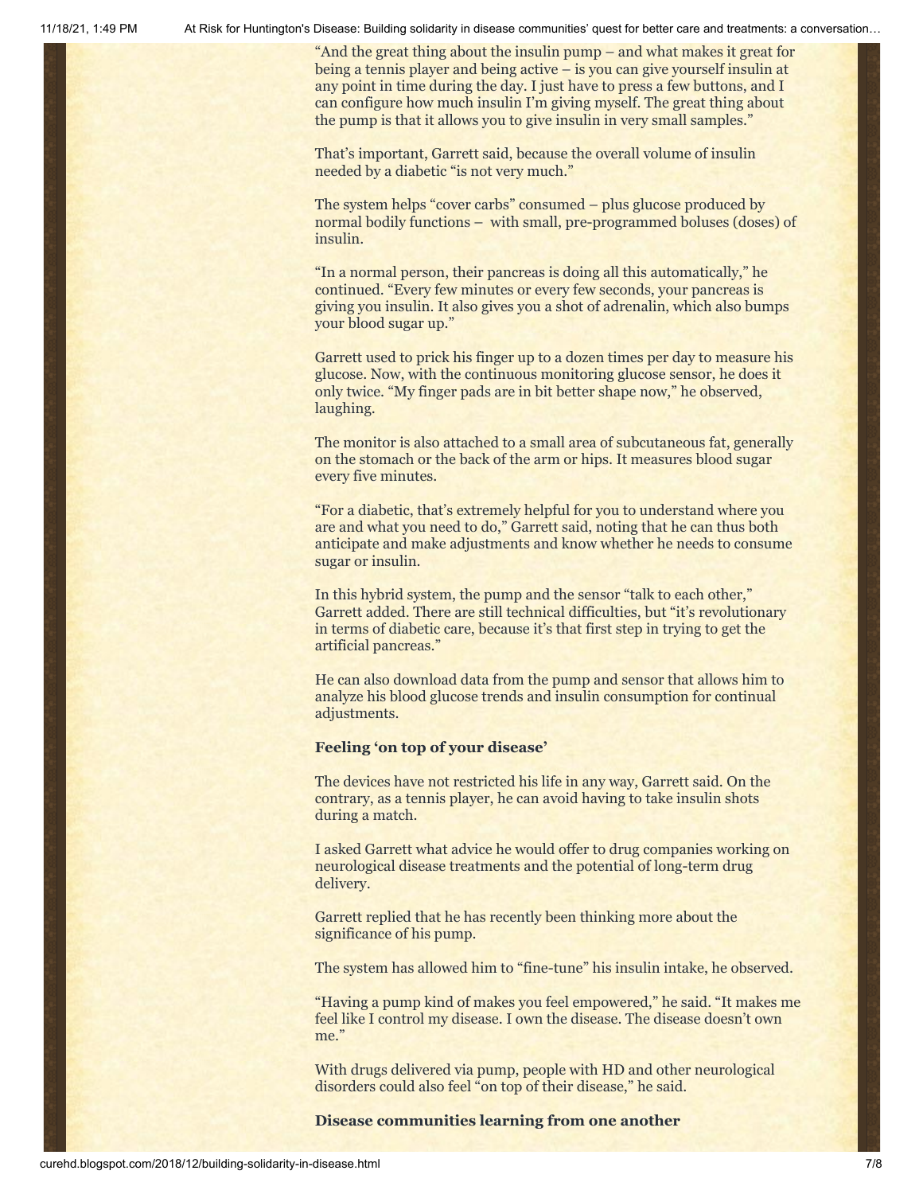"And the great thing about the insulin pump – and what makes it great for being a tennis player and being active – is you can give yourself insulin at any point in time during the day. I just have to press a few buttons, and I can configure how much insulin I'm giving myself. The great thing about the pump is that it allows you to give insulin in very small samples."

That's important, Garrett said, because the overall volume of insulin needed by a diabetic "is not very much."

The system helps "cover carbs" consumed – plus glucose produced by normal bodily functions – with small, pre-programmed boluses (doses) of insulin.

"In a normal person, their pancreas is doing all this automatically," he continued. "Every few minutes or every few seconds, your pancreas is giving you insulin. It also gives you a shot of adrenalin, which also bumps your blood sugar up."

Garrett used to prick his finger up to a dozen times per day to measure his glucose. Now, with the continuous monitoring glucose sensor, he does it only twice. "My finger pads are in bit better shape now," he observed, laughing.

The monitor is also attached to a small area of subcutaneous fat, generally on the stomach or the back of the arm or hips. It measures blood sugar every five minutes.

"For a diabetic, that's extremely helpful for you to understand where you are and what you need to do," Garrett said, noting that he can thus both anticipate and make adjustments and know whether he needs to consume sugar or insulin.

In this hybrid system, the pump and the sensor "talk to each other," Garrett added. There are still technical difficulties, but "it's revolutionary in terms of diabetic care, because it's that first step in trying to get the artificial pancreas."

He can also download data from the pump and sensor that allows him to analyze his blood glucose trends and insulin consumption for continual adjustments.

**Feeling 'on top of your disease'**

The devices have not restricted his life in any way, Garrett said. On the contrary, as a tennis player, he can avoid having to take insulin shots during a match.

I asked Garrett what advice he would offer to drug companies working on neurological disease treatments and the potential of long-term drug delivery.

Garrett replied that he has recently been thinking more about the significance of his pump.

The system has allowed him to "fine-tune" his insulin intake, he observed.

"Having a pump kind of makes you feel empowered," he said. "It makes me feel like I control my disease. I own the disease. The disease doesn't own me."

With drugs delivered via pump, people with HD and other neurological disorders could also feel "on top of their disease," he said.

**Disease communities learning from one another**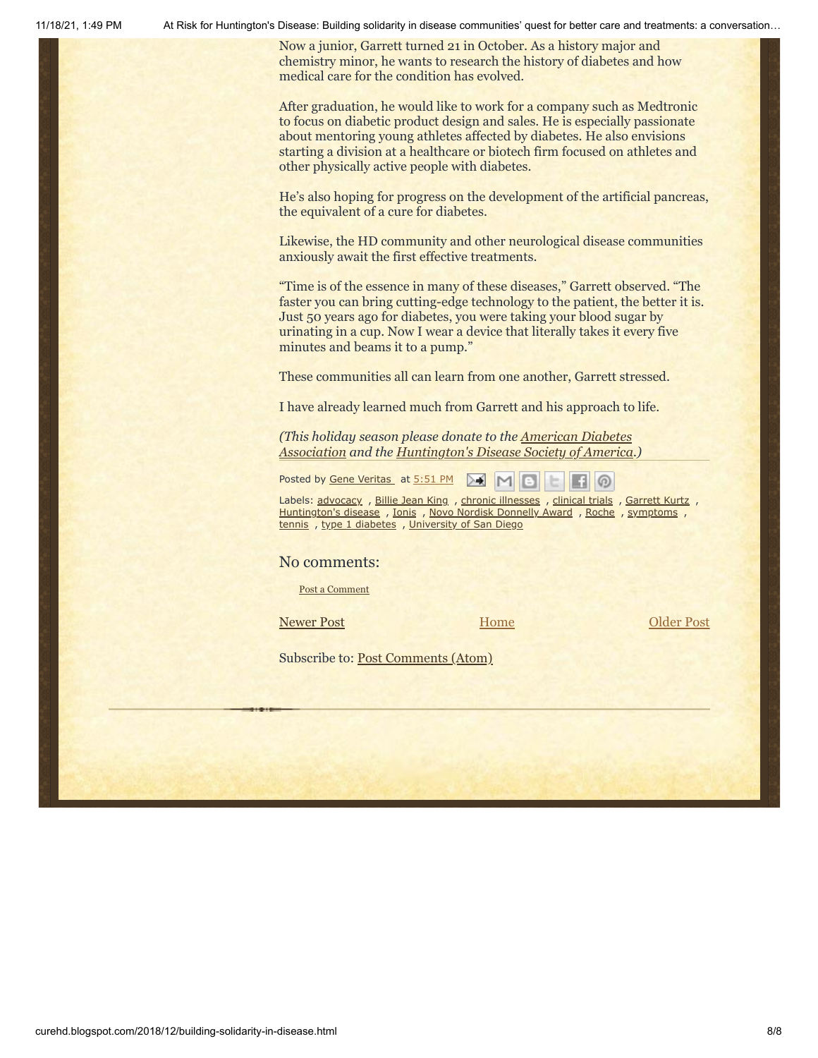Now a junior, Garrett turned 21 in October. As a history major and chemistry minor, he wants to research the history of diabetes and how medical care for the condition has evolved.

After graduation, he would like to work for a company such as Medtronic to focus on diabetic product design and sales. He is especially passionate about mentoring young athletes affected by diabetes. He also envisions starting a division at a healthcare or biotech firm focused on athletes and other physically active people with diabetes.

He's also hoping for progress on the development of the artificial pancreas, the equivalent of a cure for diabetes.

Likewise, the HD community and other neurological disease communities anxiously await the first effective treatments.

"Time is of the essence in many of these diseases," Garrett observed. "The faster you can bring cutting-edge technology to the patient, the better it is. Just 50 years ago for diabetes, you were taking your blood sugar by urinating in a cup. Now I wear a device that literally takes it every five minutes and beams it to a pump."

These communities all can learn from one another, Garrett stressed.

I have already learned much from Garrett and his approach to life.

*(This holiday season please donate to the American Diabetes Association and the Huntington's Disease Society of America.)*

Posted by Gene Veritas at 5:51 PM

Labels: advocacy , Billie Jean King , chronic illnesses , clinical trials , Garrett Kurtz , Huntington's disease , Ionis , Novo Nordisk Donnelly Award , Roche , symptoms , tennis , type 1 diabetes , University of San Diego

## No comments:

Post a Comment

Newer Post · Home · Older Post

Subscribe to: Post Comments (Atom)